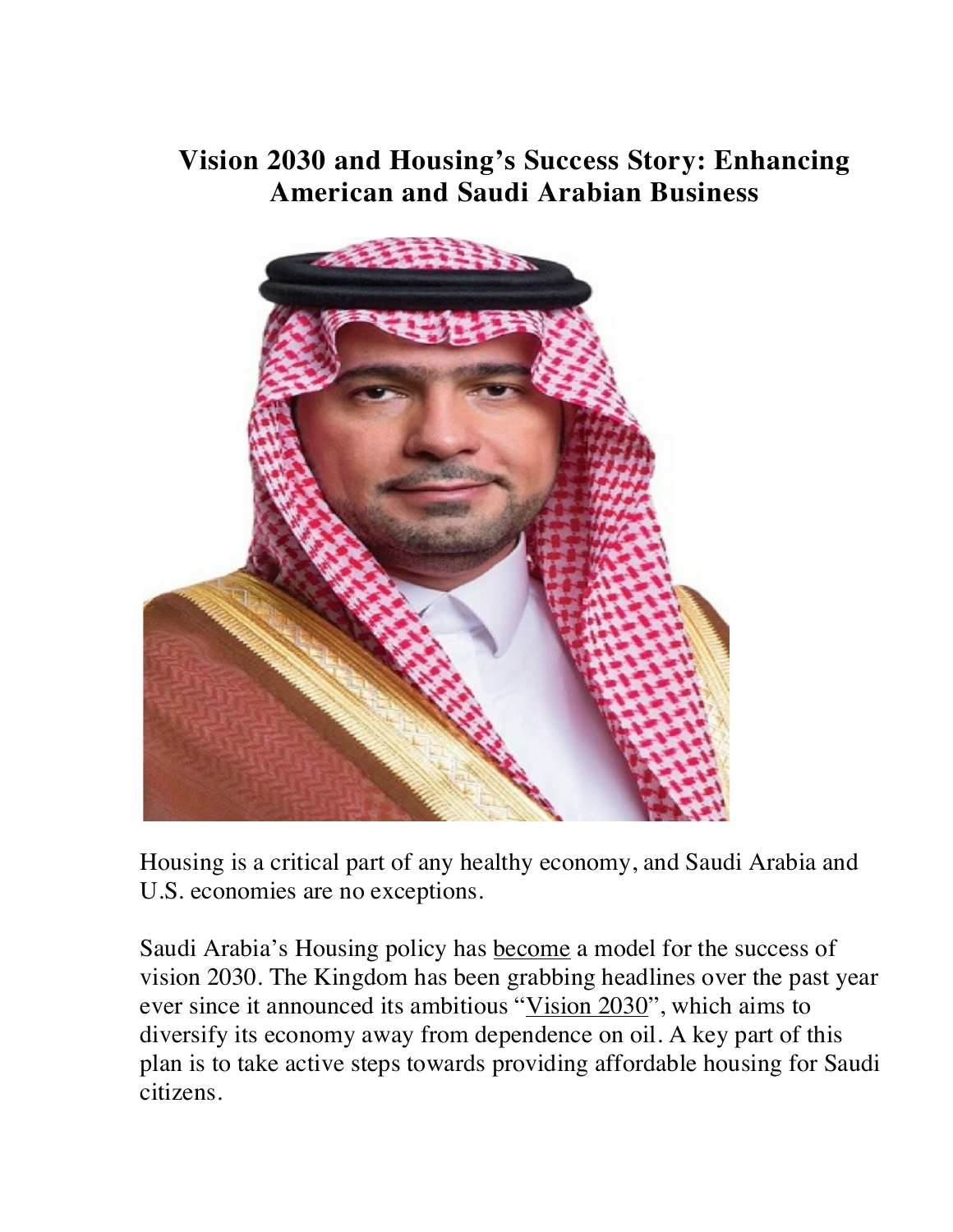# Vision 2030 and Housing's Success Story: Enhancing American and Saudi Arabian Business

Housing is a critical part of any healthy economy, and Saudi Arabia and U.S. economies are no exceptions.

Saudi Arabia's Housing policy has become a model for the success of vision 2030. The Kingdom has been grabbing headlines over the past year ever since it announced its ambitious "Vision 2030", which aims to diversify its economy away from dependence on oil. A key part of this plan is to take active steps towards providing affordable housing for Saudi citizens.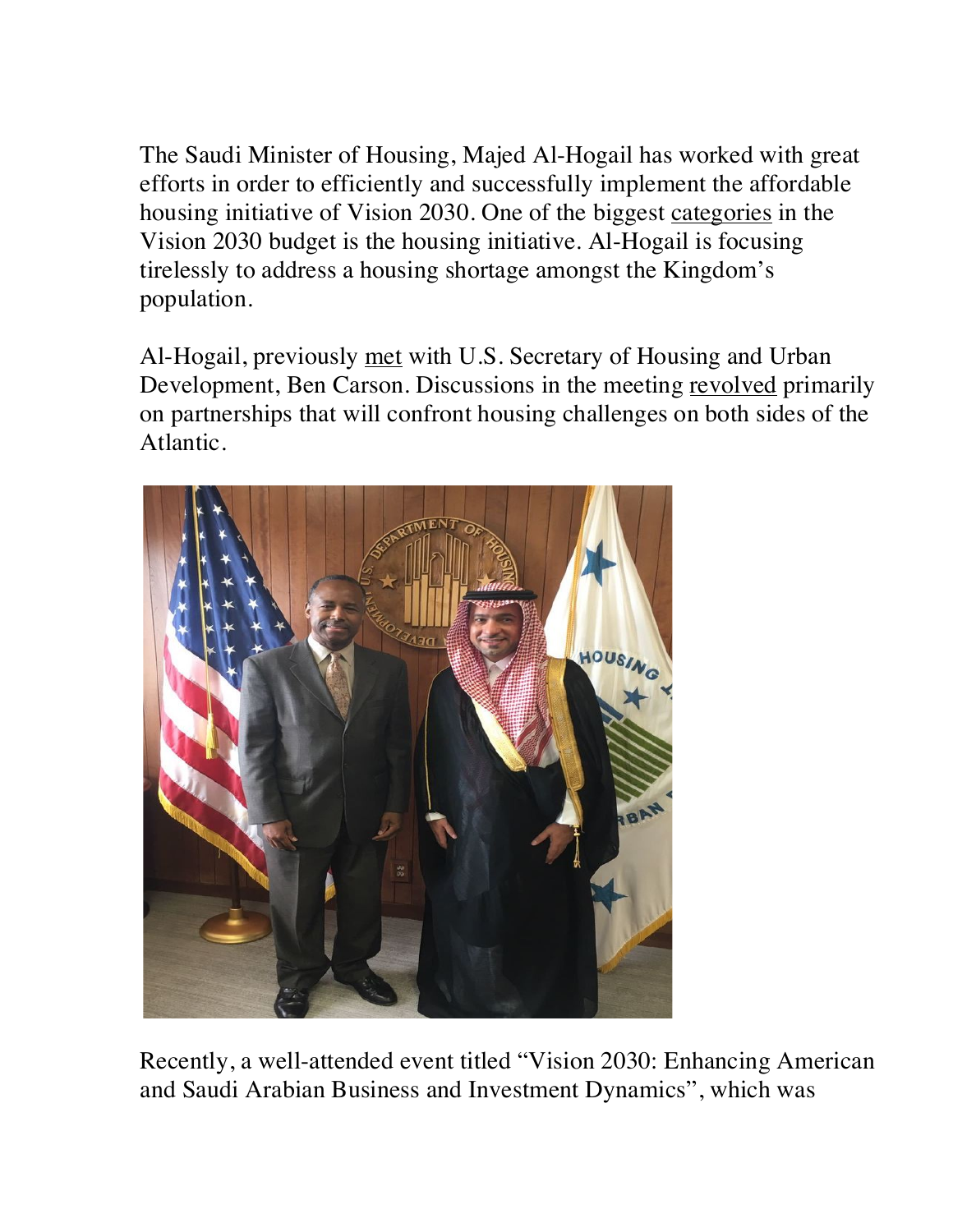The Saudi Minister of Housing, Majed Al-Hogail has worked with great efforts in order to efficiently and successfully implement the affordable housing initiative of Vision 2030. One of the biggest categories in the Vision 2030 budget is the housing initiative. Al-Hogail is focusing tirelessly to address a housing shortage amongst the Kingdom's population.

Al-Hogail, previously met with U.S. Secretary of Housing and Urban Development, Ben Carson. Discussions in the meeting revolved primarily on partnerships that will confront housing challenges on both sides of the Atlantic.

Recently, a well-attended event titled "Vision 2030: Enhancing American and Saudi Arabian Business and Investment Dynamics", which was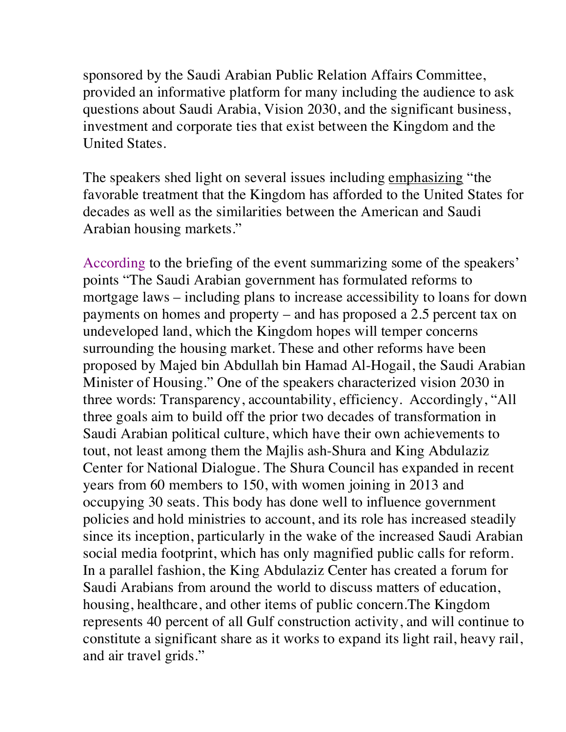sponsored by the Saudi Arabian Public Relation Affairs Committee, provided an informative platform for many including the audience to ask questions about Saudi Arabia, Vision 2030, and the significant business, investment and corporate ties that exist between the Kingdom and the United States.

The speakers shed light on several issues including emphasizing "the favorable treatment that the Kingdom has afforded to the United States for decades as well as the similarities between the American and Saudi Arabian housing markets."

According to the briefing of the event summarizing some of the speakers' points "The Saudi Arabian government has formulated reforms to mortgage laws – including plans to increase accessibility to loans for down payments on homes and property – and has proposed a 2.5 percent tax on undeveloped land, which the Kingdom hopes will temper concerns surrounding the housing market. These and other reforms have been proposed by Majed bin Abdullah bin Hamad Al-Hogail, the Saudi Arabian Minister of Housing." One of the speakers characterized vision 2030 in three words: Transparency, accountability, efficiency. Accordingly, "All three goals aim to build off the prior two decades of transformation in Saudi Arabian political culture, which have their own achievements to tout, not least among them the Majlis ash-Shura and King Abdulaziz Center for National Dialogue. The Shura Council has expanded in recent years from 60 members to 150, with women joining in 2013 and occupying 30 seats. This body has done well to influence government policies and hold ministries to account, and its role has increased steadily since its inception, particularly in the wake of the increased Saudi Arabian social media footprint, which has only magnified public calls for reform. In a parallel fashion, the King Abdulaziz Center has created a forum for Saudi Arabians from around the world to discuss matters of education, housing, healthcare, and other items of public concern.The Kingdom represents 40 percent of all Gulf construction activity, and will continue to constitute a significant share as it works to expand its light rail, heavy rail, and air travel grids."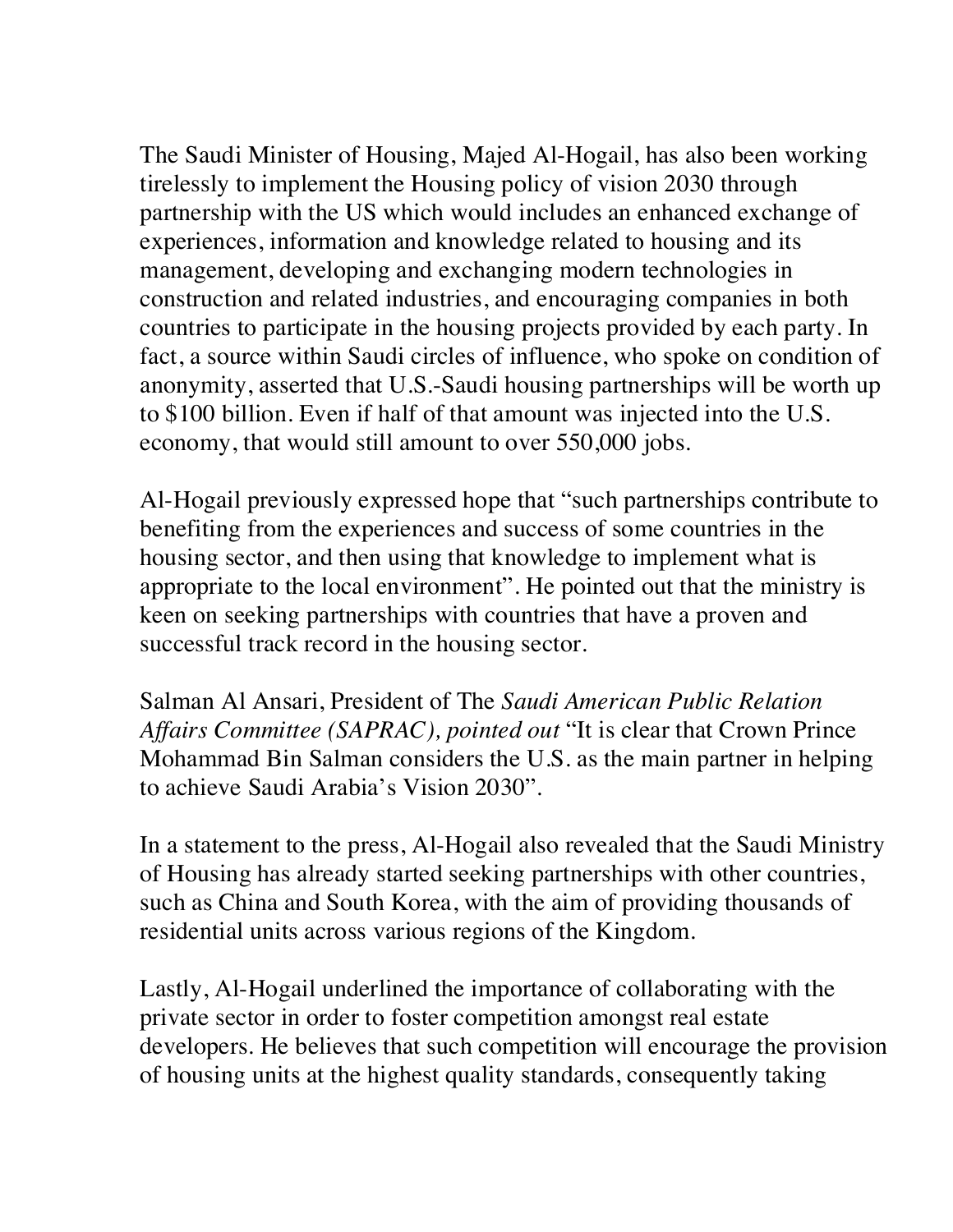The Saudi Minister of Housing, Majed Al-Hogail, has also been working tirelessly to implement the Housing policy of vision 2030 through partnership with the US which would includes an enhanced exchange of experiences, information and knowledge related to housing and its management, developing and exchanging modern technologies in construction and related industries, and encouraging companies in both countries to participate in the housing projects provided by each party. In fact, a source within Saudi circles of influence, who spoke on condition of anonymity, asserted that U.S.-Saudi housing partnerships will be worth up to $100 billion. Even if half of that amount was injected into the U.S. economy, that would still amount to over 550,000 jobs.

Al-Hogail previously expressed hope that "such partnerships contribute to benefiting from the experiences and success of some countries in the housing sector, and then using that knowledge to implement what is appropriate to the local environment". He pointed out that the ministry is keen on seeking partnerships with countries that have a proven and successful track record in the housing sector.

Salman Al Ansari, President of The *Saudi American Public Relation Affairs Committee (SAPRAC), pointed out* "It is clear that Crown Prince Mohammad Bin Salman considers the U.S. as the main partner in helping to achieve Saudi Arabia's Vision 2030".

In a statement to the press, Al-Hogail also revealed that the Saudi Ministry of Housing has already started seeking partnerships with other countries, such as China and South Korea, with the aim of providing thousands of residential units across various regions of the Kingdom.

Lastly, Al-Hogail underlined the importance of collaborating with the private sector in order to foster competition amongst real estate developers. He believes that such competition will encourage the provision of housing units at the highest quality standards, consequently taking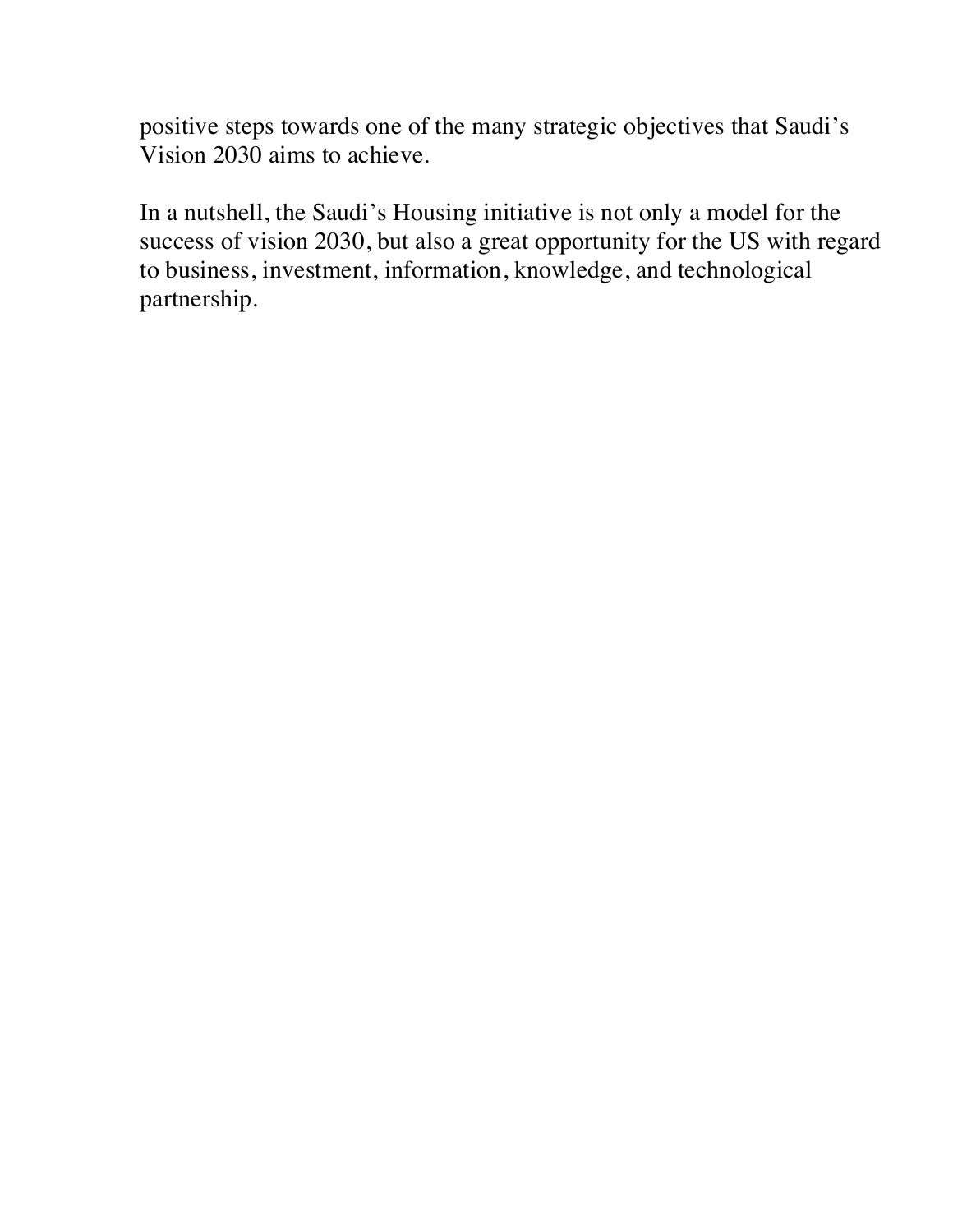positive steps towards one of the many strategic objectives that Saudi's Vision 2030 aims to achieve.

In a nutshell, the Saudi's Housing initiative is not only a model for the success of vision 2030, but also a great opportunity for the US with regard to business, investment, information, knowledge, and technological partnership.